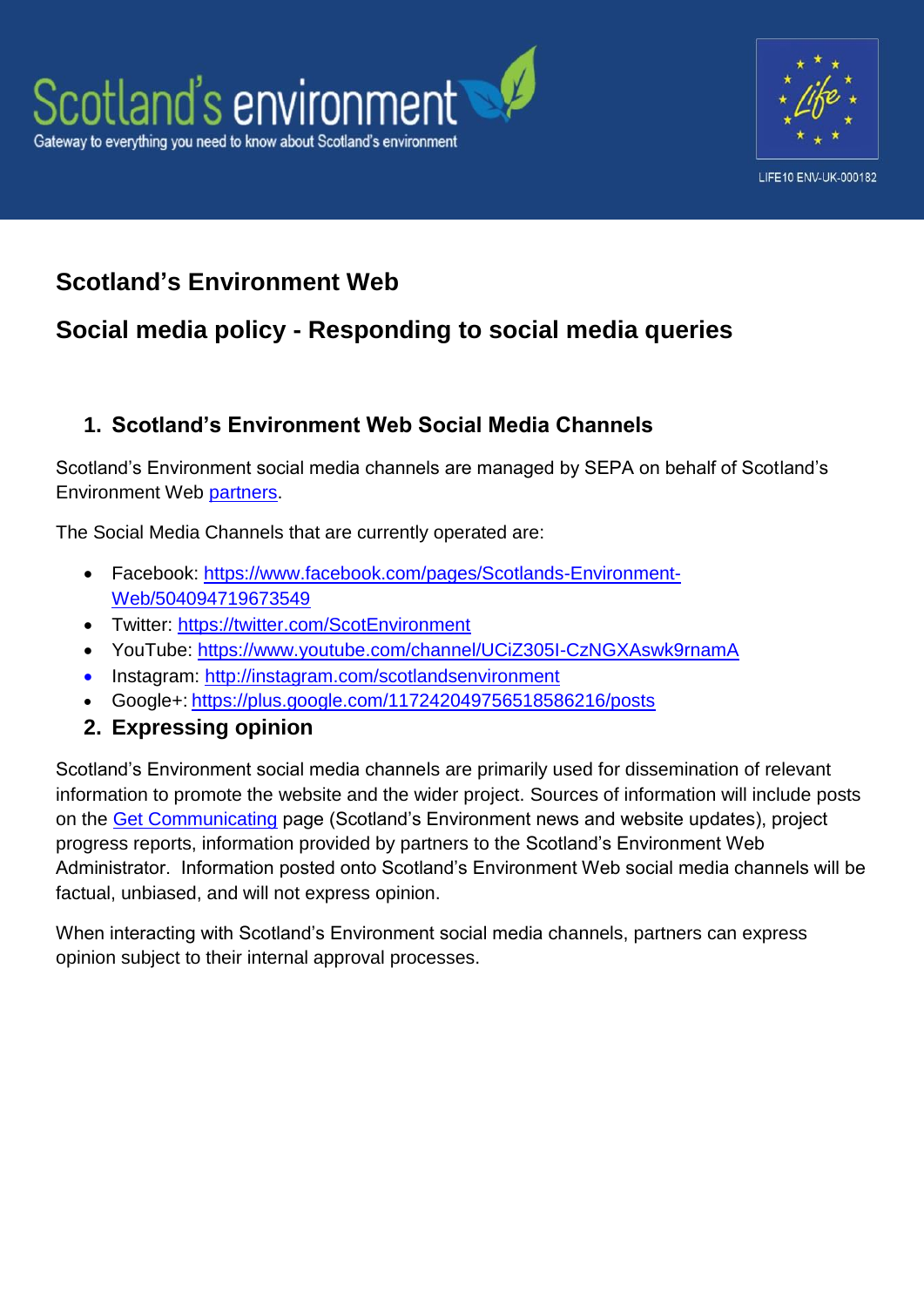Scotland's environment

Gateway to everything you need to know about Scotland's environment

LIFE10 ENV-UK-000182

# Scotland's Environment Web

## Social media policy - Responding to social media queries

### 1. Scotland's Environment Web Social Media Channels

Scotland's Environment social media channels are managed by SEPA on behalf of Scotland's Environment Web partners.

The Social Media Channels that are currently operated are:

- Facebook: https://www.facebook.com/pages/Scotlands-Environment-Web/504094719673549
- Twitter: https://twitter.com/ScotEnvironment
- YouTube: https://www.youtube.com/channel/UCiZ305I-CzNGXAswk9rnamA
- Instagram: http://instagram.com/scotlandsenvironment
- Google+: https://plus.google.com/117242049756518586216/posts

### 2. Expressing opinion

Scotland's Environment social media channels are primarily used for dissemination of relevant information to promote the website and the wider project. Sources of information will include posts on the Get Communicating page (Scotland's Environment news and website updates), project progress reports, information provided by partners to the Scotland's Environment Web Administrator. Information posted onto Scotland's Environment Web social media channels will be factual, unbiased, and will not express opinion.

When interacting with Scotland's Environment social media channels, partners can express opinion subject to their internal approval processes.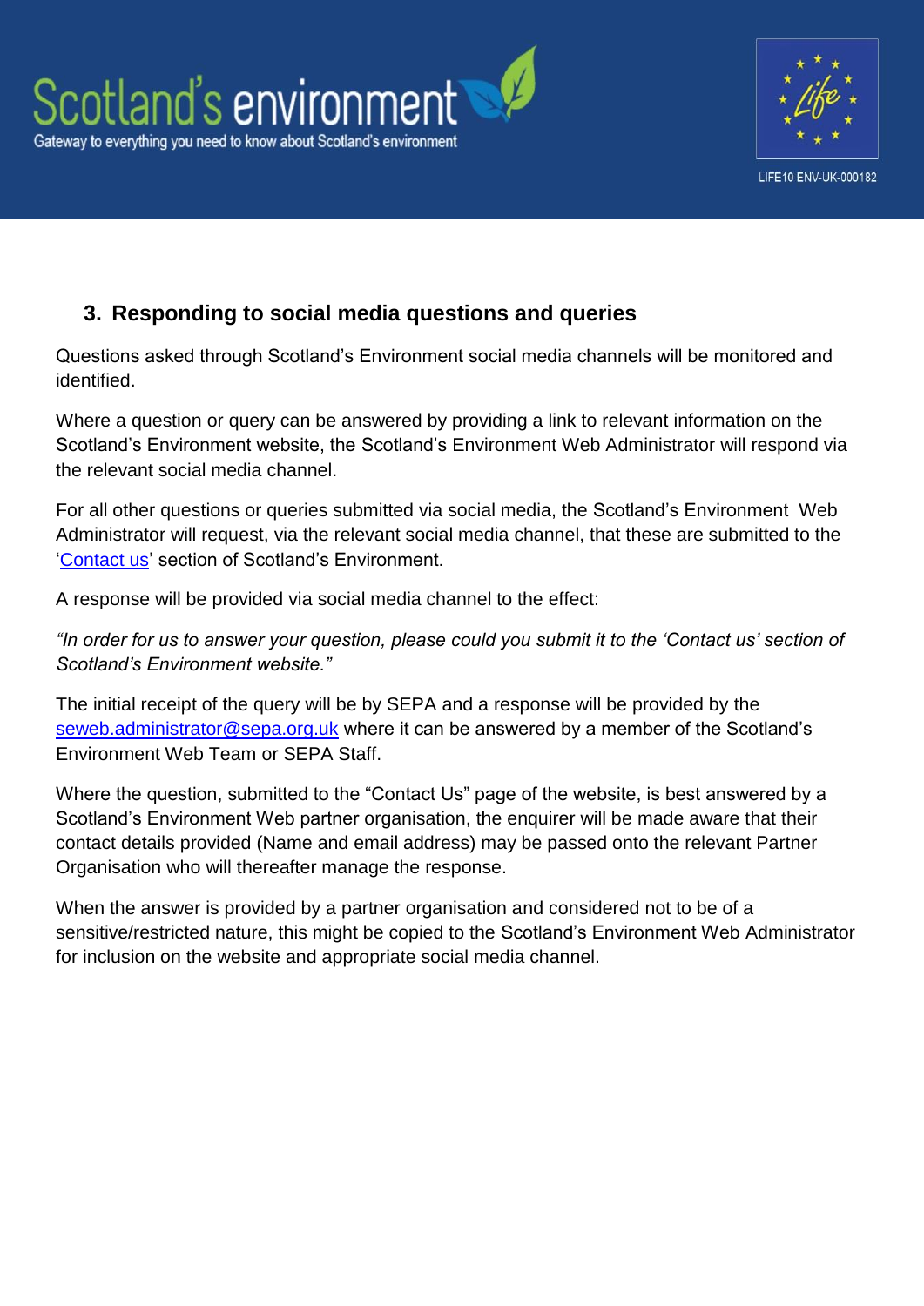## 3. Responding to social media questions and queries

Questions asked through Scotland's Environment social media channels will be monitored and identified.

Where a question or query can be answered by providing a link to relevant information on the Scotland's Environment website, the Scotland's Environment Web Administrator will respond via the relevant social media channel.

For all other questions or queries submitted via social media, the Scotland's Environment Web Administrator will request, via the relevant social media channel, that these are submitted to the 'Contact us' section of Scotland's Environment.

A response will be provided via social media channel to the effect:

*"In order for us to answer your question, please could you submit it to the 'Contact us' section of Scotland's Environment website."*

The initial receipt of the query will be by SEPA and a response will be provided by the seweb.administrator@sepa.org.uk where it can be answered by a member of the Scotland's Environment Web Team or SEPA Staff.

Where the question, submitted to the "Contact Us" page of the website, is best answered by a Scotland's Environment Web partner organisation, the enquirer will be made aware that their contact details provided (Name and email address) may be passed onto the relevant Partner Organisation who will thereafter manage the response.

When the answer is provided by a partner organisation and considered not to be of a sensitive/restricted nature, this might be copied to the Scotland's Environment Web Administrator for inclusion on the website and appropriate social media channel.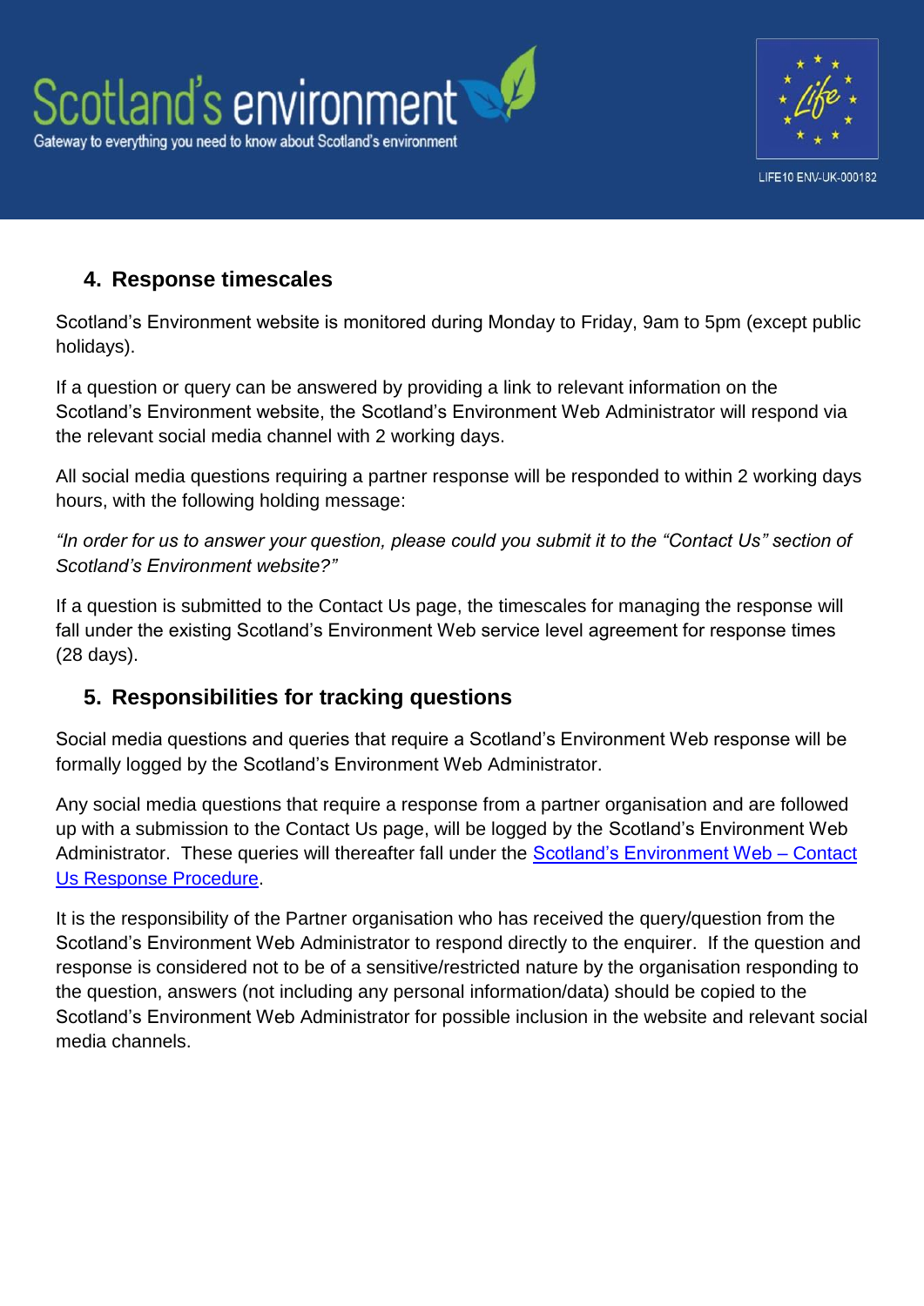## 4. Response timescales

Scotland's Environment website is monitored during Monday to Friday, 9am to 5pm (except public holidays).

If a question or query can be answered by providing a link to relevant information on the Scotland's Environment website, the Scotland's Environment Web Administrator will respond via the relevant social media channel with 2 working days.

All social media questions requiring a partner response will be responded to within 2 working days hours, with the following holding message:

*"In order for us to answer your question, please could you submit it to the "Contact Us" section of Scotland's Environment website?"*

If a question is submitted to the Contact Us page, the timescales for managing the response will fall under the existing Scotland's Environment Web service level agreement for response times (28 days).

## 5. Responsibilities for tracking questions

Social media questions and queries that require a Scotland's Environment Web response will be formally logged by the Scotland's Environment Web Administrator.

Any social media questions that require a response from a partner organisation and are followed up with a submission to the Contact Us page, will be logged by the Scotland's Environment Web Administrator. These queries will thereafter fall under the Scotland's Environment Web – Contact Us Response Procedure.

It is the responsibility of the Partner organisation who has received the query/question from the Scotland's Environment Web Administrator to respond directly to the enquirer. If the question and response is considered not to be of a sensitive/restricted nature by the organisation responding to the question, answers (not including any personal information/data) should be copied to the Scotland's Environment Web Administrator for possible inclusion in the website and relevant social media channels.